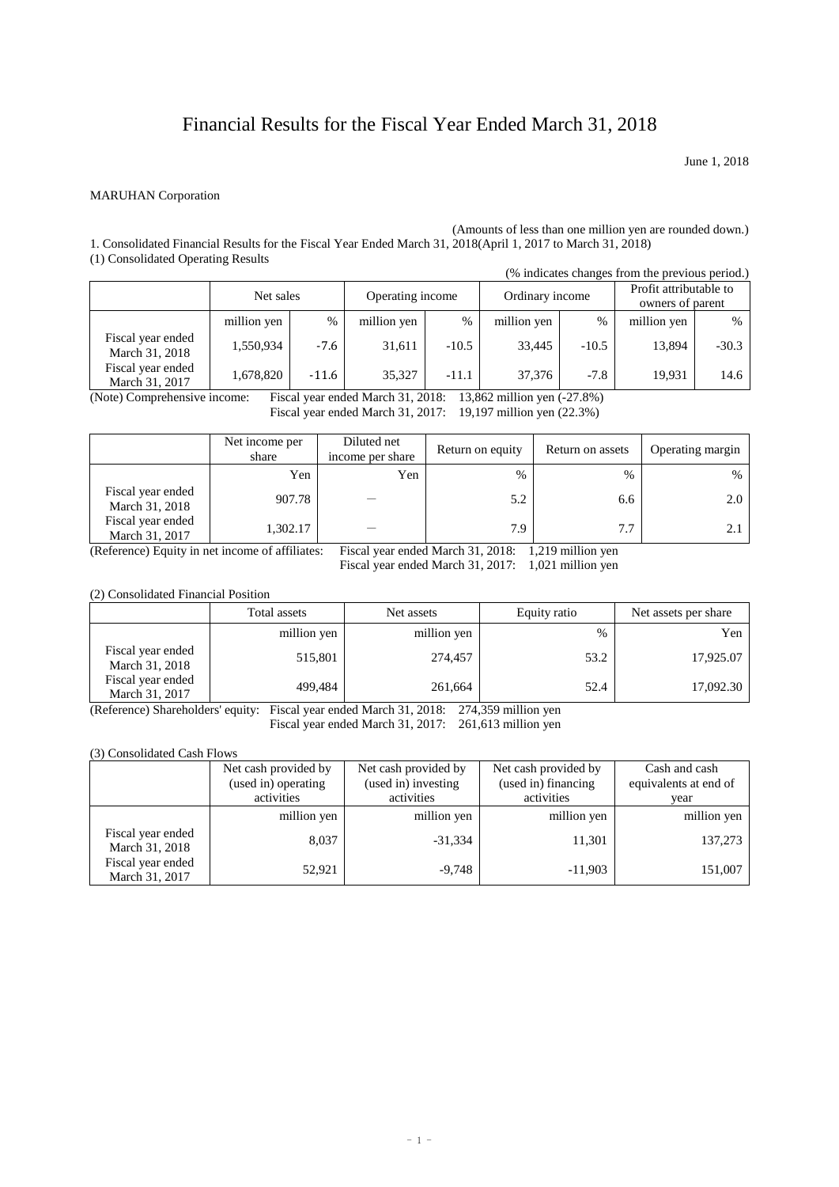# Financial Results for the Fiscal Year Ended March 31, 2018

June 1, 2018

MARUHAN Corporation

(Amounts of less than one million yen are rounded down.)

1. Consolidated Financial Results for the Fiscal Year Ended March 31, 2018(April 1, 2017 to March 31, 2018)

(1) Consolidated Operating Results

(% indicates changes from the previous period.)

| | Net sales | | Operating income | | Ordinary income | | Profit attributable to owners of parent | |
|---|---|---|---|---|---|---|---|---|
| | million yen | % | million yen | % | million yen | % | million yen | % |
| Fiscal year ended March 31, 2018 | 1,550,934 | -7.6 | 31,611 | -10.5 | 33,445 | -10.5 | 13,894 | -30.3 |
| Fiscal year ended March 31, 2017 | 1,678,820 | -11.6 | 35,327 | -11.1 | 37,376 | -7.8 | 19,931 | 14.6 |

(Note) Comprehensive income: Fiscal year ended March 31, 2018: 13,862 million yen (-27.8%)
Fiscal year ended March 31, 2017: 19,197 million yen (22.3%)

| | Net income per share | Diluted net income per share | Return on equity | Return on assets | Operating margin |
|---|---|---|---|---|---|
| | Yen | Yen | % | % | % |
| Fiscal year ended March 31, 2018 | 907.78 | － | 5.2 | 6.6 | 2.0 |
| Fiscal year ended March 31, 2017 | 1,302.17 | － | 7.9 | 7.7 | 2.1 |

(Reference) Equity in net income of affiliates: Fiscal year ended March 31, 2018: 1,219 million yen
Fiscal year ended March 31, 2017: 1,021 million yen

(2) Consolidated Financial Position

| | Total assets | Net assets | Equity ratio | Net assets per share |
|---|---|---|---|---|
| | million yen | million yen | % | Yen |
| Fiscal year ended March 31, 2018 | 515,801 | 274,457 | 53.2 | 17,925.07 |
| Fiscal year ended March 31, 2017 | 499,484 | 261,664 | 52.4 | 17,092.30 |

(Reference) Shareholders' equity: Fiscal year ended March 31, 2018: 274,359 million yen
Fiscal year ended March 31, 2017: 261,613 million yen

(3) Consolidated Cash Flows

| | Net cash provided by (used in) operating activities | Net cash provided by (used in) investing activities | Net cash provided by (used in) financing activities | Cash and cash equivalents at end of year |
|---|---|---|---|---|
| | million yen | million yen | million yen | million yen |
| Fiscal year ended March 31, 2018 | 8,037 | -31,334 | 11,301 | 137,273 |
| Fiscal year ended March 31, 2017 | 52,921 | -9,748 | -11,903 | 151,007 |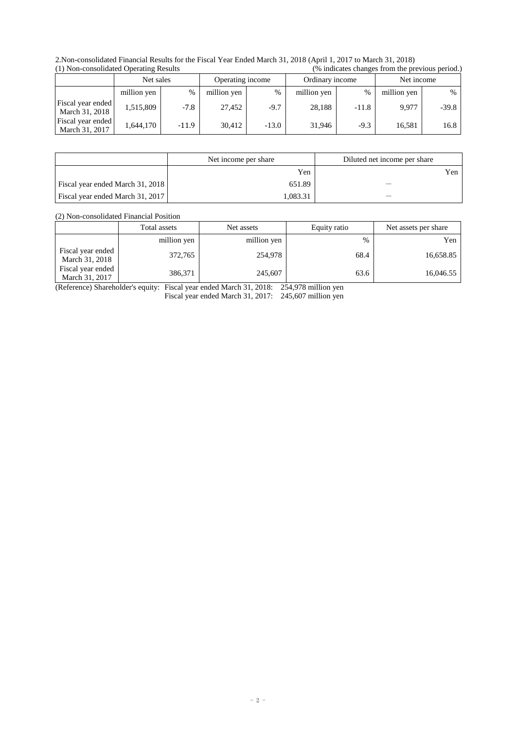2.Non-consolidated Financial Results for the Fiscal Year Ended March 31, 2018 (April 1, 2017 to March 31, 2018)

(1) Non-consolidated Operating Results (% indicates changes from the previous period.)

| | Net sales | | Operating income | | Ordinary income | | Net income | |
|---|---|---|---|---|---|---|---|---|
| | million yen | % | million yen | % | million yen | % | million yen | % |
| Fiscal year ended March 31, 2018 | 1,515,809 | -7.8 | 27,452 | -9.7 | 28,188 | -11.8 | 9,977 | -39.8 |
| Fiscal year ended March 31, 2017 | 1,644,170 | -11.9 | 30,412 | -13.0 | 31,946 | -9.3 | 16,581 | 16.8 |

| | Net income per share | Diluted net income per share |
|---|---|---|
| | Yen | Yen |
| Fiscal year ended March 31, 2018 | 651.89 | ― |
| Fiscal year ended March 31, 2017 | 1,083.31 | ― |

(2) Non-consolidated Financial Position

| | Total assets | Net assets | Equity ratio | Net assets per share |
|---|---|---|---|---|
| | million yen | million yen | % | Yen |
| Fiscal year ended March 31, 2018 | 372,765 | 254,978 | 68.4 | 16,658.85 |
| Fiscal year ended March 31, 2017 | 386,371 | 245,607 | 63.6 | 16,046.55 |

(Reference) Shareholder's equity: Fiscal year ended March 31, 2018: 254,978 million yen
Fiscal year ended March 31, 2017: 245,607 million yen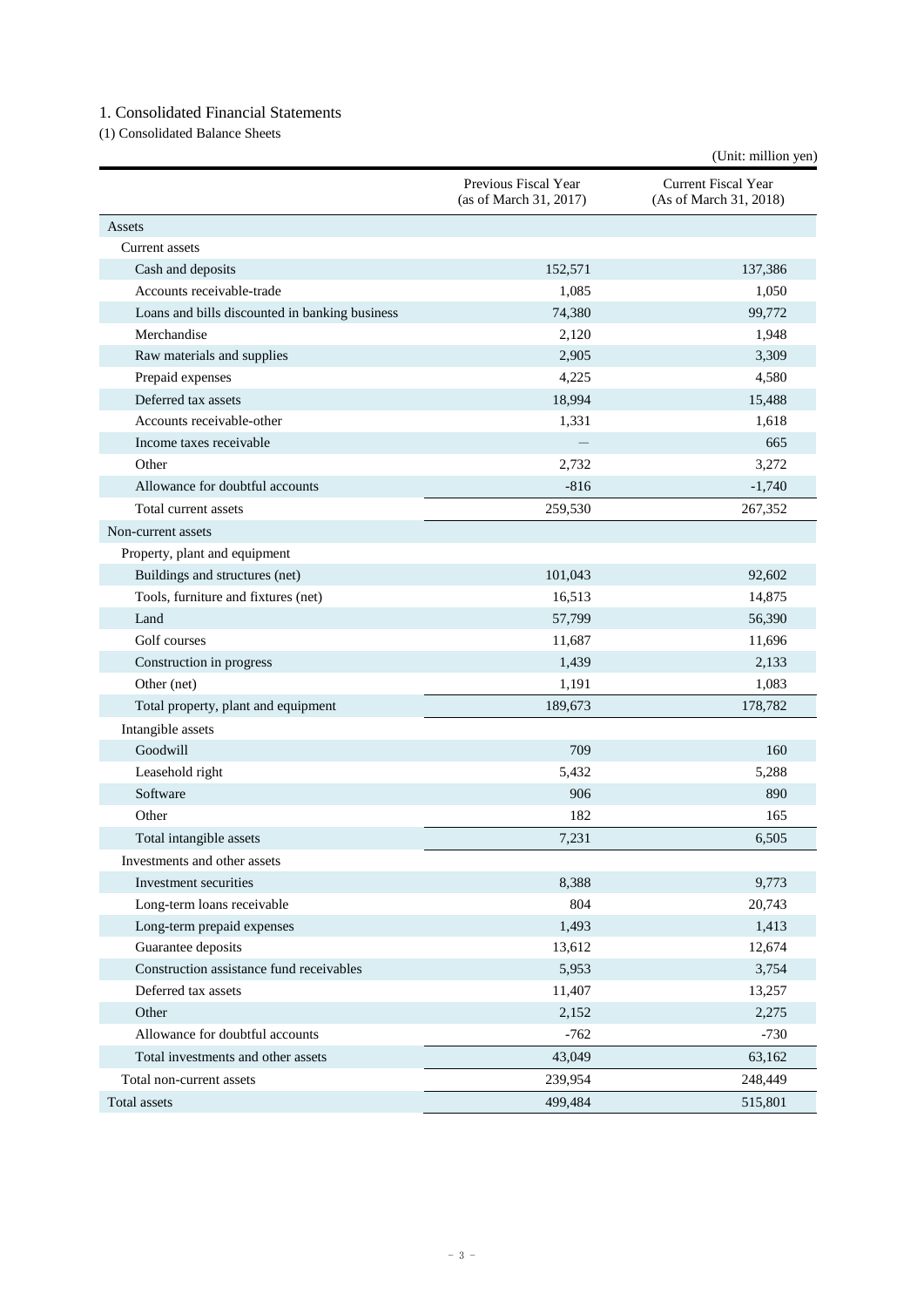# 1. Consolidated Financial Statements

## (1) Consolidated Balance Sheets

(Unit: million yen)

| | Previous Fiscal Year (as of March 31, 2017) | Current Fiscal Year (As of March 31, 2018) |
|---|---|---|
| Assets | | |
| Current assets | | |
| Cash and deposits | 152,571 | 137,386 |
| Accounts receivable-trade | 1,085 | 1,050 |
| Loans and bills discounted in banking business | 74,380 | 99,772 |
| Merchandise | 2,120 | 1,948 |
| Raw materials and supplies | 2,905 | 3,309 |
| Prepaid expenses | 4,225 | 4,580 |
| Deferred tax assets | 18,994 | 15,488 |
| Accounts receivable-other | 1,331 | 1,618 |
| Income taxes receivable | — | 665 |
| Other | 2,732 | 3,272 |
| Allowance for doubtful accounts | -816 | -1,740 |
| Total current assets | 259,530 | 267,352 |
| Non-current assets | | |
| Property, plant and equipment | | |
| Buildings and structures (net) | 101,043 | 92,602 |
| Tools, furniture and fixtures (net) | 16,513 | 14,875 |
| Land | 57,799 | 56,390 |
| Golf courses | 11,687 | 11,696 |
| Construction in progress | 1,439 | 2,133 |
| Other (net) | 1,191 | 1,083 |
| Total property, plant and equipment | 189,673 | 178,782 |
| Intangible assets | | |
| Goodwill | 709 | 160 |
| Leasehold right | 5,432 | 5,288 |
| Software | 906 | 890 |
| Other | 182 | 165 |
| Total intangible assets | 7,231 | 6,505 |
| Investments and other assets | | |
| Investment securities | 8,388 | 9,773 |
| Long-term loans receivable | 804 | 20,743 |
| Long-term prepaid expenses | 1,493 | 1,413 |
| Guarantee deposits | 13,612 | 12,674 |
| Construction assistance fund receivables | 5,953 | 3,754 |
| Deferred tax assets | 11,407 | 13,257 |
| Other | 2,152 | 2,275 |
| Allowance for doubtful accounts | -762 | -730 |
| Total investments and other assets | 43,049 | 63,162 |
| Total non-current assets | 239,954 | 248,449 |
| Total assets | 499,484 | 515,801 |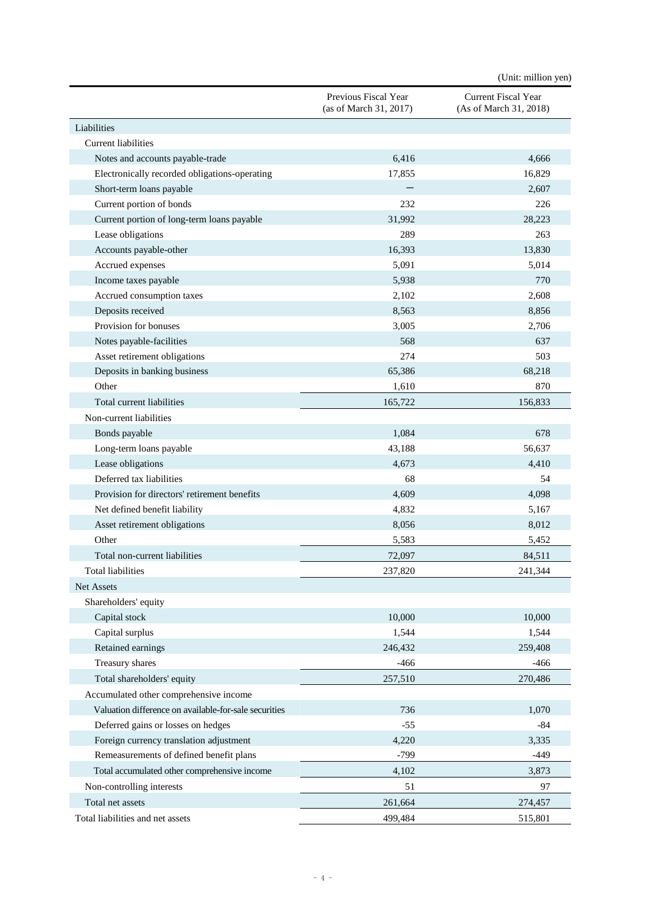(Unit: million yen)

| | Previous Fiscal Year (as of March 31, 2017) | Current Fiscal Year (As of March 31, 2018) |
|---|---|---|
| Liabilities | | |
| Current liabilities | | |
| Notes and accounts payable-trade | 6,416 | 4,666 |
| Electronically recorded obligations-operating | 17,855 | 16,829 |
| Short-term loans payable | ― | 2,607 |
| Current portion of bonds | 232 | 226 |
| Current portion of long-term loans payable | 31,992 | 28,223 |
| Lease obligations | 289 | 263 |
| Accounts payable-other | 16,393 | 13,830 |
| Accrued expenses | 5,091 | 5,014 |
| Income taxes payable | 5,938 | 770 |
| Accrued consumption taxes | 2,102 | 2,608 |
| Deposits received | 8,563 | 8,856 |
| Provision for bonuses | 3,005 | 2,706 |
| Notes payable-facilities | 568 | 637 |
| Asset retirement obligations | 274 | 503 |
| Deposits in banking business | 65,386 | 68,218 |
| Other | 1,610 | 870 |
| Total current liabilities | 165,722 | 156,833 |
| Non-current liabilities | | |
| Bonds payable | 1,084 | 678 |
| Long-term loans payable | 43,188 | 56,637 |
| Lease obligations | 4,673 | 4,410 |
| Deferred tax liabilities | 68 | 54 |
| Provision for directors' retirement benefits | 4,609 | 4,098 |
| Net defined benefit liability | 4,832 | 5,167 |
| Asset retirement obligations | 8,056 | 8,012 |
| Other | 5,583 | 5,452 |
| Total non-current liabilities | 72,097 | 84,511 |
| Total liabilities | 237,820 | 241,344 |
| Net Assets | | |
| Shareholders' equity | | |
| Capital stock | 10,000 | 10,000 |
| Capital surplus | 1,544 | 1,544 |
| Retained earnings | 246,432 | 259,408 |
| Treasury shares | -466 | -466 |
| Total shareholders' equity | 257,510 | 270,486 |
| Accumulated other comprehensive income | | |
| Valuation difference on available-for-sale securities | 736 | 1,070 |
| Deferred gains or losses on hedges | -55 | -84 |
| Foreign currency translation adjustment | 4,220 | 3,335 |
| Remeasurements of defined benefit plans | -799 | -449 |
| Total accumulated other comprehensive income | 4,102 | 3,873 |
| Non-controlling interests | 51 | 97 |
| Total net assets | 261,664 | 274,457 |
| Total liabilities and net assets | 499,484 | 515,801 |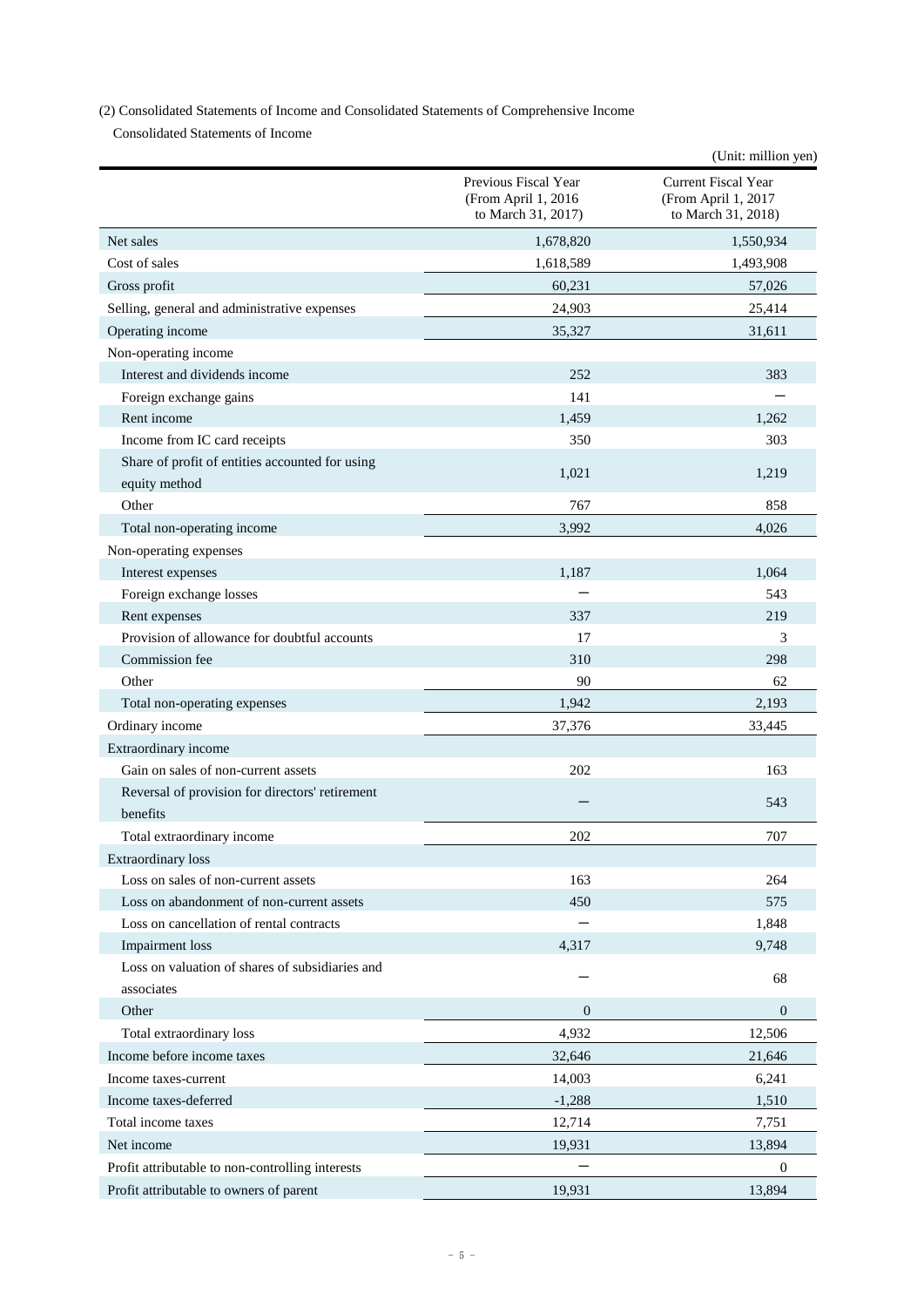(2) Consolidated Statements of Income and Consolidated Statements of Comprehensive Income

Consolidated Statements of Income

(Unit: million yen)

| | Previous Fiscal Year (From April 1, 2016 to March 31, 2017) | Current Fiscal Year (From April 1, 2017 to March 31, 2018) |
|---|---|---|
| Net sales | 1,678,820 | 1,550,934 |
| Cost of sales | 1,618,589 | 1,493,908 |
| Gross profit | 60,231 | 57,026 |
| Selling, general and administrative expenses | 24,903 | 25,414 |
| Operating income | 35,327 | 31,611 |
| Non-operating income | | |
| Interest and dividends income | 252 | 383 |
| Foreign exchange gains | 141 | − |
| Rent income | 1,459 | 1,262 |
| Income from IC card receipts | 350 | 303 |
| Share of profit of entities accounted for using equity method | 1,021 | 1,219 |
| Other | 767 | 858 |
| Total non-operating income | 3,992 | 4,026 |
| Non-operating expenses | | |
| Interest expenses | 1,187 | 1,064 |
| Foreign exchange losses | − | 543 |
| Rent expenses | 337 | 219 |
| Provision of allowance for doubtful accounts | 17 | 3 |
| Commission fee | 310 | 298 |
| Other | 90 | 62 |
| Total non-operating expenses | 1,942 | 2,193 |
| Ordinary income | 37,376 | 33,445 |
| Extraordinary income | | |
| Gain on sales of non-current assets | 202 | 163 |
| Reversal of provision for directors' retirement benefits | − | 543 |
| Total extraordinary income | 202 | 707 |
| Extraordinary loss | | |
| Loss on sales of non-current assets | 163 | 264 |
| Loss on abandonment of non-current assets | 450 | 575 |
| Loss on cancellation of rental contracts | − | 1,848 |
| Impairment loss | 4,317 | 9,748 |
| Loss on valuation of shares of subsidiaries and associates | − | 68 |
| Other | 0 | 0 |
| Total extraordinary loss | 4,932 | 12,506 |
| Income before income taxes | 32,646 | 21,646 |
| Income taxes-current | 14,003 | 6,241 |
| Income taxes-deferred | -1,288 | 1,510 |
| Total income taxes | 12,714 | 7,751 |
| Net income | 19,931 | 13,894 |
| Profit attributable to non-controlling interests | − | 0 |
| Profit attributable to owners of parent | 19,931 | 13,894 |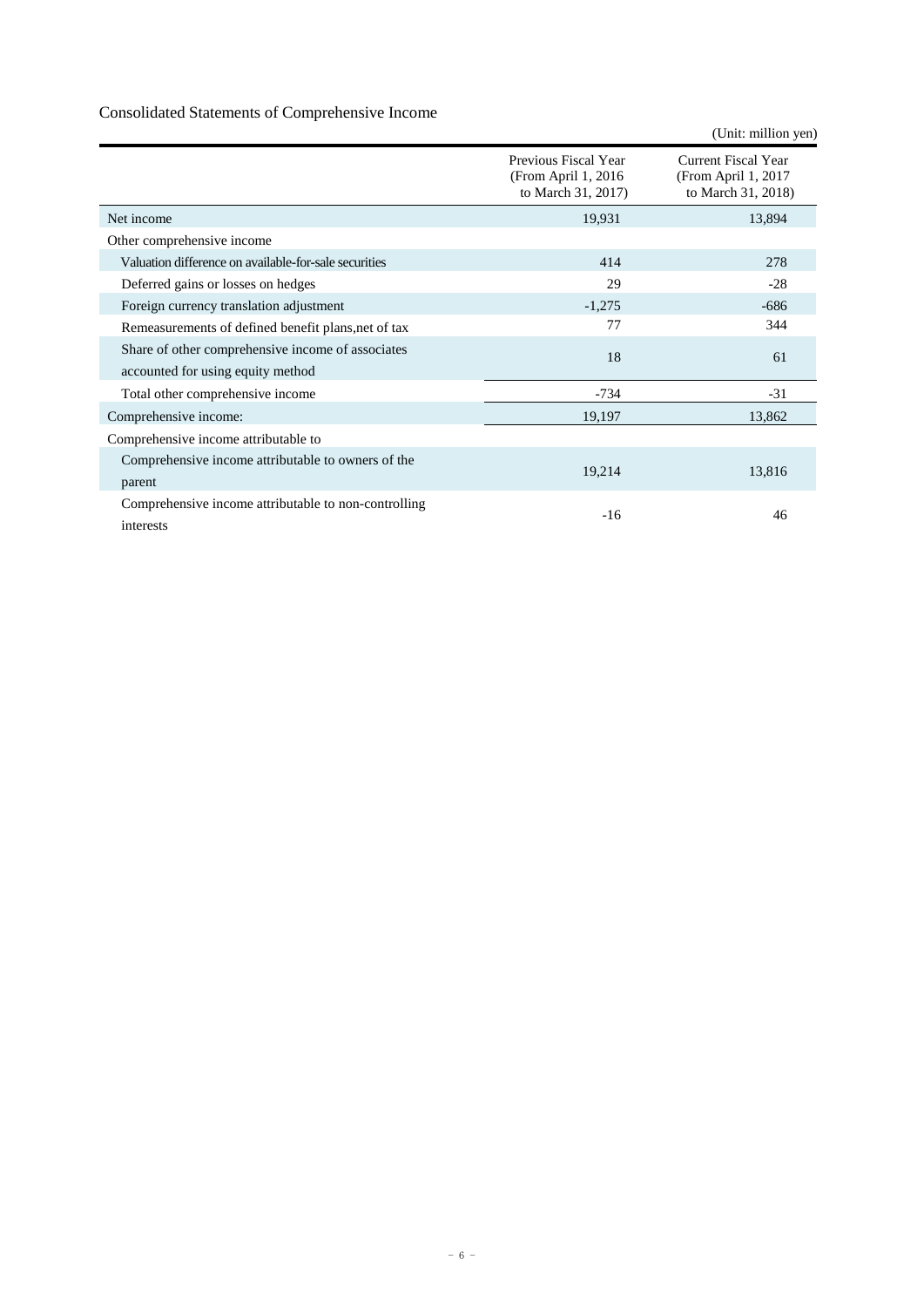## Consolidated Statements of Comprehensive Income

(Unit: million yen)

| | Previous Fiscal Year (From April 1, 2016 to March 31, 2017) | Current Fiscal Year (From April 1, 2017 to March 31, 2018) |
|---|---|---|
| Net income | 19,931 | 13,894 |
| Other comprehensive income | | |
| Valuation difference on available-for-sale securities | 414 | 278 |
| Deferred gains or losses on hedges | 29 | -28 |
| Foreign currency translation adjustment | -1,275 | -686 |
| Remeasurements of defined benefit plans,net of tax | 77 | 344 |
| Share of other comprehensive income of associates accounted for using equity method | 18 | 61 |
| Total other comprehensive income | -734 | -31 |
| Comprehensive income: | 19,197 | 13,862 |
| Comprehensive income attributable to | | |
| Comprehensive income attributable to owners of the parent | 19,214 | 13,816 |
| Comprehensive income attributable to non-controlling interests | -16 | 46 |